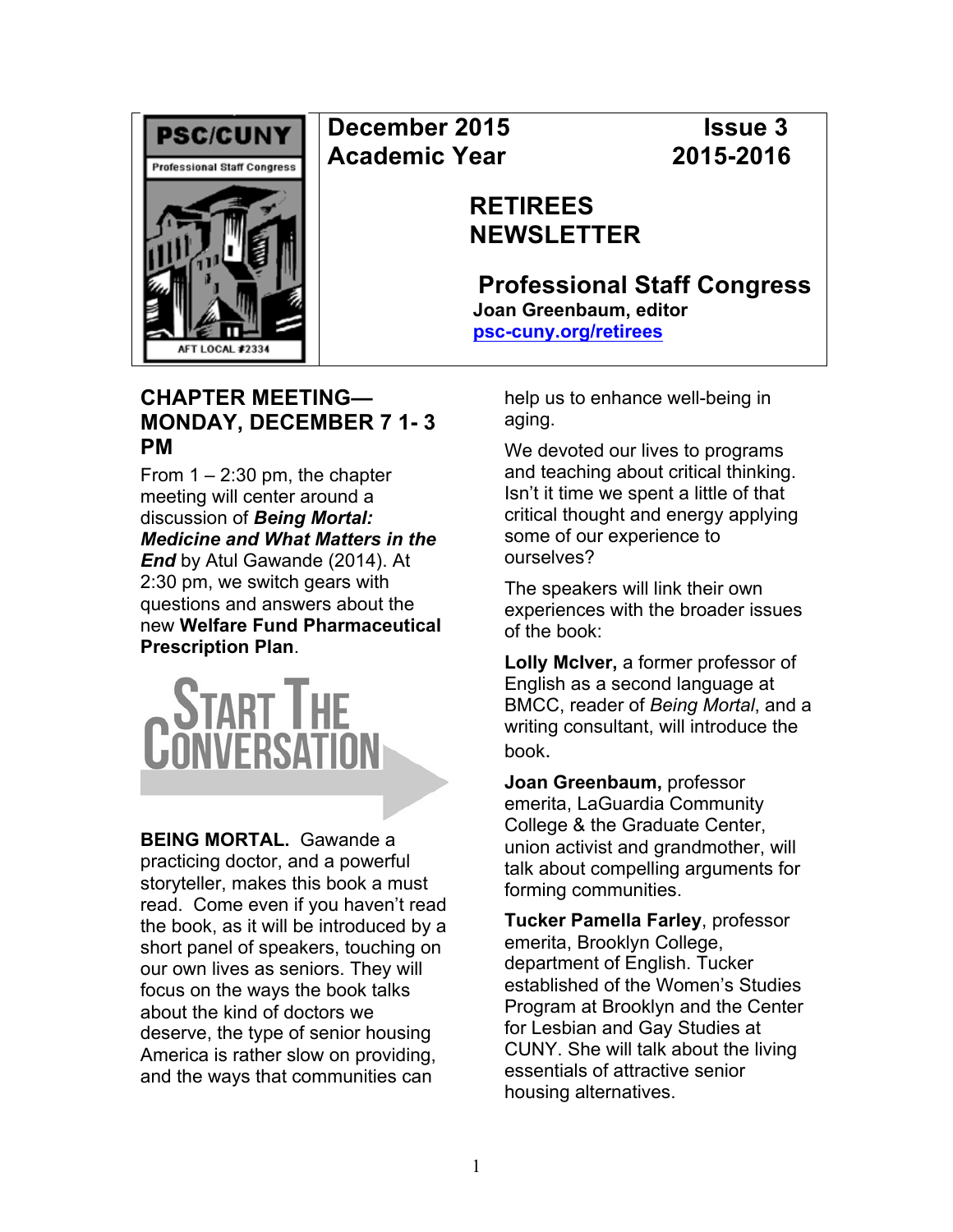PSC/CUNY
Professional Staff Congress
AFT LOCAL #2334

**December 2015 Academic Year** | **Issue 3 2015-2016**

# RETIREES NEWSLETTER

## Professional Staff Congress

**Joan Greenbaum, editor**
[psc-cuny.org/retirees](psc-cuny.org/retirees)

## CHAPTER MEETING—MONDAY, DECEMBER 7 1- 3 PM

From 1 – 2:30 pm, the chapter meeting will center around a discussion of ***Being Mortal: Medicine and What Matters in the End*** by Atul Gawande (2014). At 2:30 pm, we switch gears with questions and answers about the new **Welfare Fund Pharmaceutical Prescription Plan**.

START THE CONVERSATION

**BEING MORTAL.** Gawande a practicing doctor, and a powerful storyteller, makes this book a must read. Come even if you haven't read the book, as it will be introduced by a short panel of speakers, touching on our own lives as seniors. They will focus on the ways the book talks about the kind of doctors we deserve, the type of senior housing America is rather slow on providing, and the ways that communities can help us to enhance well-being in aging.

We devoted our lives to programs and teaching about critical thinking. Isn't it time we spent a little of that critical thought and energy applying some of our experience to ourselves?

The speakers will link their own experiences with the broader issues of the book:

**Lolly McIver,** a former professor of English as a second language at BMCC, reader of *Being Mortal*, and a writing consultant, will introduce the book.

**Joan Greenbaum,** professor emerita, LaGuardia Community College & the Graduate Center, union activist and grandmother, will talk about compelling arguments for forming communities.

**Tucker Pamella Farley**, professor emerita, Brooklyn College, department of English. Tucker established of the Women's Studies Program at Brooklyn and the Center for Lesbian and Gay Studies at CUNY. She will talk about the living essentials of attractive senior housing alternatives.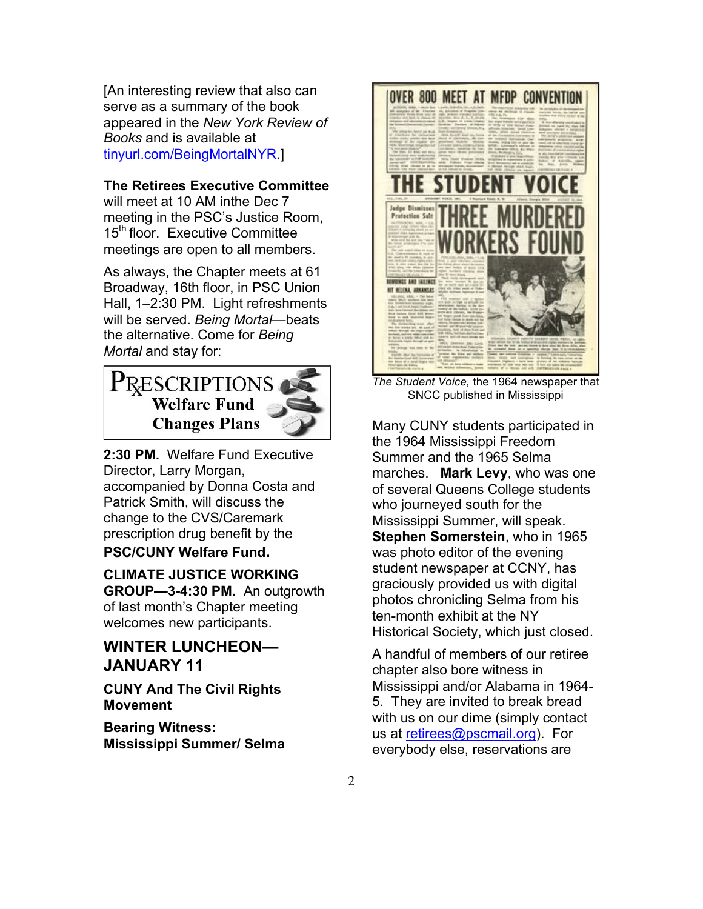[An interesting review that also can serve as a summary of the book appeared in the *New York Review of Books* and is available at tinyurl.com/BeingMortalNYR.]

**The Retirees Executive Committee** will meet at 10 AM inthe Dec 7 meeting in the PSC's Justice Room, 15th floor. Executive Committee meetings are open to all members.

As always, the Chapter meets at 61 Broadway, 16th floor, in PSC Union Hall, 1–2:30 PM. Light refreshments will be served. *Being Mortal*—beats the alternative. Come for *Being Mortal* and stay for:

**PRESCRIPTIONS**
**Welfare Fund Changes Plans**

**2:30 PM.** Welfare Fund Executive Director, Larry Morgan, accompanied by Donna Costa and Patrick Smith, will discuss the change to the CVS/Caremark prescription drug benefit by the **PSC/CUNY Welfare Fund.**

**CLIMATE JUSTICE WORKING GROUP—3-4:30 PM.** An outgrowth of last month's Chapter meeting welcomes new participants.

## WINTER LUNCHEON—JANUARY 11

**CUNY And The Civil Rights Movement**

**Bearing Witness: Mississippi Summer/ Selma**

*The Student Voice,* the 1964 newspaper that SNCC published in Mississippi

Many CUNY students participated in the 1964 Mississippi Freedom Summer and the 1965 Selma marches. **Mark Levy**, who was one of several Queens College students who journeyed south for the Mississippi Summer, will speak. **Stephen Somerstein**, who in 1965 was photo editor of the evening student newspaper at CCNY, has graciously provided us with digital photos chronicling Selma from his ten-month exhibit at the NY Historical Society, which just closed.

A handful of members of our retiree chapter also bore witness in Mississippi and/or Alabama in 1964-5. They are invited to break bread with us on our dime (simply contact us at retirees@pscmail.org). For everybody else, reservations are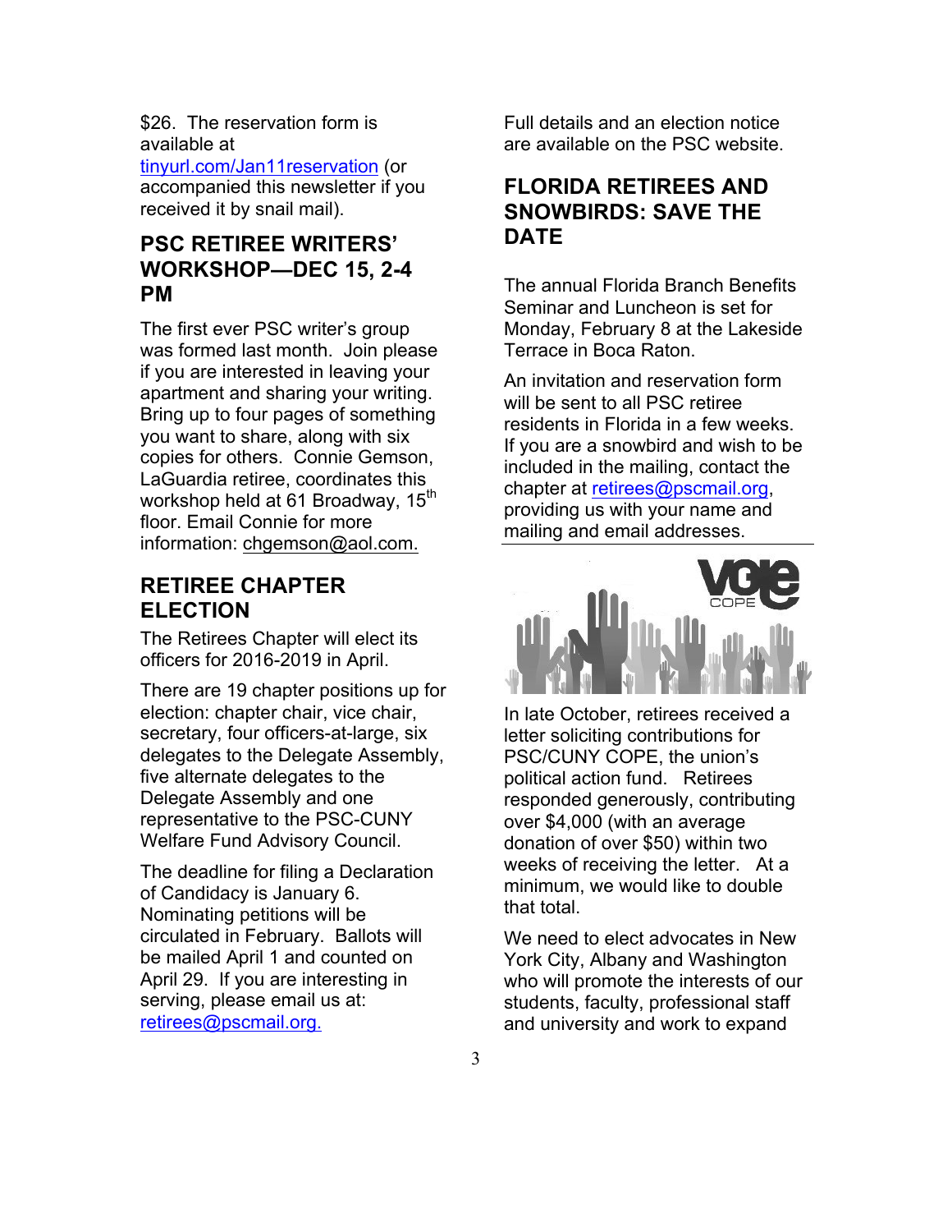$26. The reservation form is available at tinyurl.com/Jan11reservation (or accompanied this newsletter if you received it by snail mail).

## PSC RETIREE WRITERS' WORKSHOP—DEC 15, 2-4 PM

The first ever PSC writer's group was formed last month. Join please if you are interested in leaving your apartment and sharing your writing. Bring up to four pages of something you want to share, along with six copies for others. Connie Gemson, LaGuardia retiree, coordinates this workshop held at 61 Broadway, 15th floor. Email Connie for more information: chgemson@aol.com.

## RETIREE CHAPTER ELECTION

The Retirees Chapter will elect its officers for 2016-2019 in April.

There are 19 chapter positions up for election: chapter chair, vice chair, secretary, four officers-at-large, six delegates to the Delegate Assembly, five alternate delegates to the Delegate Assembly and one representative to the PSC-CUNY Welfare Fund Advisory Council.

The deadline for filing a Declaration of Candidacy is January 6. Nominating petitions will be circulated in February. Ballots will be mailed April 1 and counted on April 29. If you are interesting in serving, please email us at: retirees@pscmail.org.

Full details and an election notice are available on the PSC website.

## FLORIDA RETIREES AND SNOWBIRDS: SAVE THE DATE

The annual Florida Branch Benefits Seminar and Luncheon is set for Monday, February 8 at the Lakeside Terrace in Boca Raton.

An invitation and reservation form will be sent to all PSC retiree residents in Florida in a few weeks. If you are a snowbird and wish to be included in the mailing, contact the chapter at retirees@pscmail.org, providing us with your name and mailing and email addresses.

In late October, retirees received a letter soliciting contributions for PSC/CUNY COPE, the union's political action fund. Retirees responded generously, contributing over $4,000 (with an average donation of over $50) within two weeks of receiving the letter. At a minimum, we would like to double that total.

We need to elect advocates in New York City, Albany and Washington who will promote the interests of our students, faculty, professional staff and university and work to expand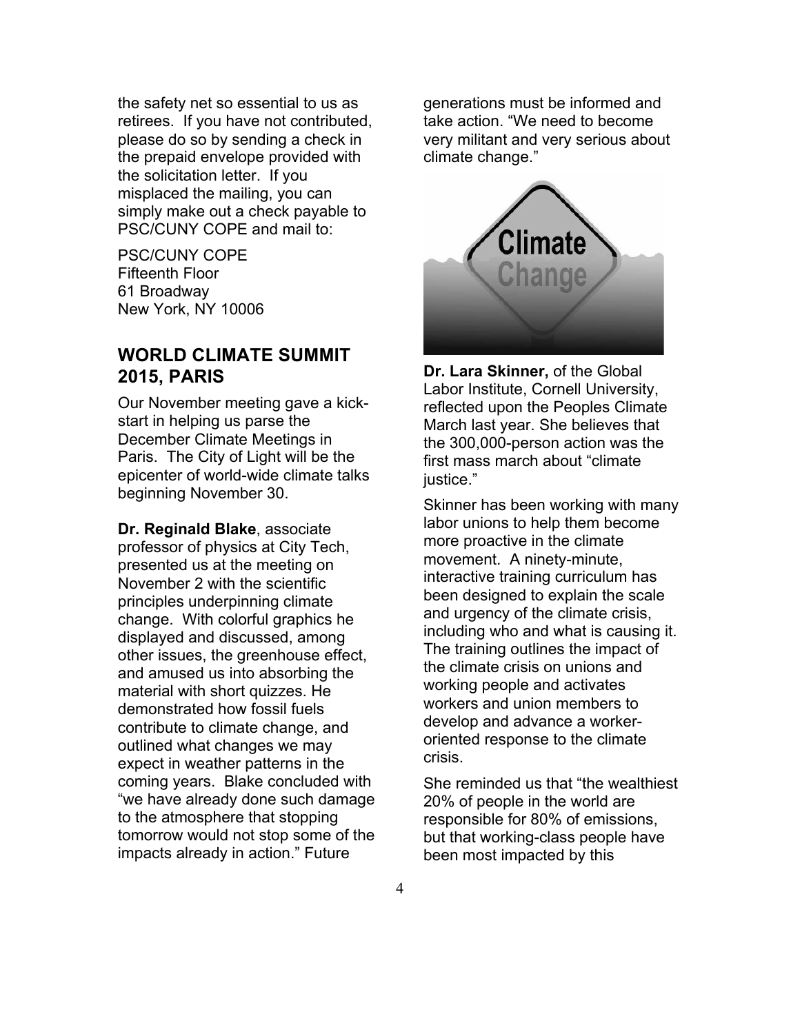the safety net so essential to us as retirees. If you have not contributed, please do so by sending a check in the prepaid envelope provided with the solicitation letter. If you misplaced the mailing, you can simply make out a check payable to PSC/CUNY COPE and mail to:

PSC/CUNY COPE
Fifteenth Floor
61 Broadway
New York, NY 10006

## WORLD CLIMATE SUMMIT 2015, PARIS

Our November meeting gave a kick-start in helping us parse the December Climate Meetings in Paris. The City of Light will be the epicenter of world-wide climate talks beginning November 30.

**Dr. Reginald Blake**, associate professor of physics at City Tech, presented us at the meeting on November 2 with the scientific principles underpinning climate change. With colorful graphics he displayed and discussed, among other issues, the greenhouse effect, and amused us into absorbing the material with short quizzes. He demonstrated how fossil fuels contribute to climate change, and outlined what changes we may expect in weather patterns in the coming years. Blake concluded with "we have already done such damage to the atmosphere that stopping tomorrow would not stop some of the impacts already in action." Future generations must be informed and take action. "We need to become very militant and very serious about climate change."

**Dr. Lara Skinner,** of the Global Labor Institute, Cornell University, reflected upon the Peoples Climate March last year. She believes that the 300,000-person action was the first mass march about "climate justice."

Skinner has been working with many labor unions to help them become more proactive in the climate movement. A ninety-minute, interactive training curriculum has been designed to explain the scale and urgency of the climate crisis, including who and what is causing it. The training outlines the impact of the climate crisis on unions and working people and activates workers and union members to develop and advance a worker-oriented response to the climate crisis.

She reminded us that "the wealthiest 20% of people in the world are responsible for 80% of emissions, but that working-class people have been most impacted by this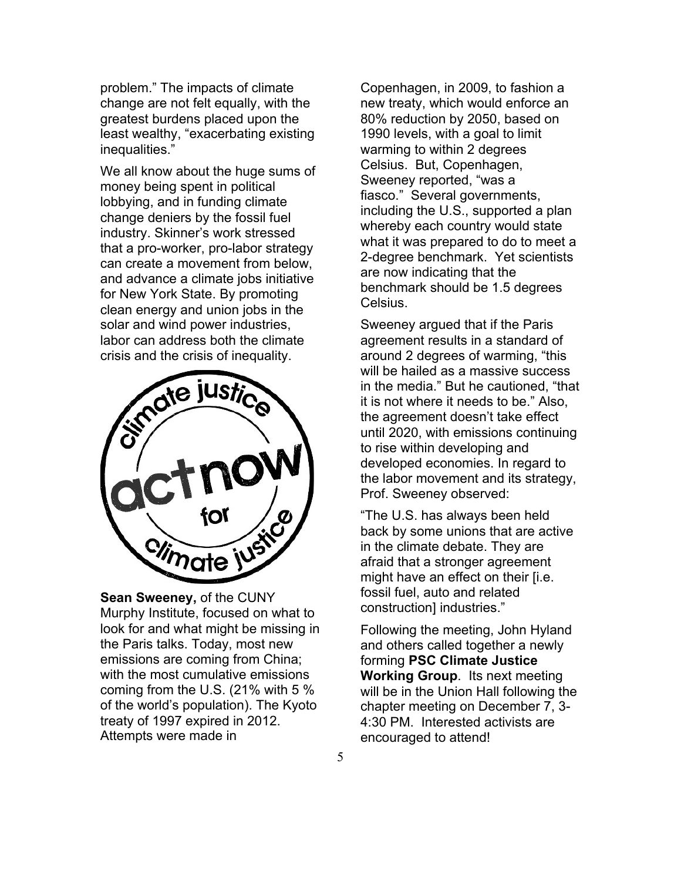problem." The impacts of climate change are not felt equally, with the greatest burdens placed upon the least wealthy, "exacerbating existing inequalities."

We all know about the huge sums of money being spent in political lobbying, and in funding climate change deniers by the fossil fuel industry. Skinner's work stressed that a pro-worker, pro-labor strategy can create a movement from below, and advance a climate jobs initiative for New York State. By promoting clean energy and union jobs in the solar and wind power industries, labor can address both the climate crisis and the crisis of inequality.

**Sean Sweeney,** of the CUNY Murphy Institute, focused on what to look for and what might be missing in the Paris talks. Today, most new emissions are coming from China; with the most cumulative emissions coming from the U.S. (21% with 5 % of the world's population). The Kyoto treaty of 1997 expired in 2012. Attempts were made in Copenhagen, in 2009, to fashion a new treaty, which would enforce an 80% reduction by 2050, based on 1990 levels, with a goal to limit warming to within 2 degrees Celsius. But, Copenhagen, Sweeney reported, "was a fiasco." Several governments, including the U.S., supported a plan whereby each country would state what it was prepared to do to meet a 2-degree benchmark. Yet scientists are now indicating that the benchmark should be 1.5 degrees Celsius.

Sweeney argued that if the Paris agreement results in a standard of around 2 degrees of warming, "this will be hailed as a massive success in the media." But he cautioned, "that it is not where it needs to be." Also, the agreement doesn't take effect until 2020, with emissions continuing to rise within developing and developed economies. In regard to the labor movement and its strategy, Prof. Sweeney observed:

"The U.S. has always been held back by some unions that are active in the climate debate. They are afraid that a stronger agreement might have an effect on their [i.e. fossil fuel, auto and related construction] industries."

Following the meeting, John Hyland and others called together a newly forming **PSC Climate Justice Working Group**. Its next meeting will be in the Union Hall following the chapter meeting on December 7, 3-4:30 PM. Interested activists are encouraged to attend!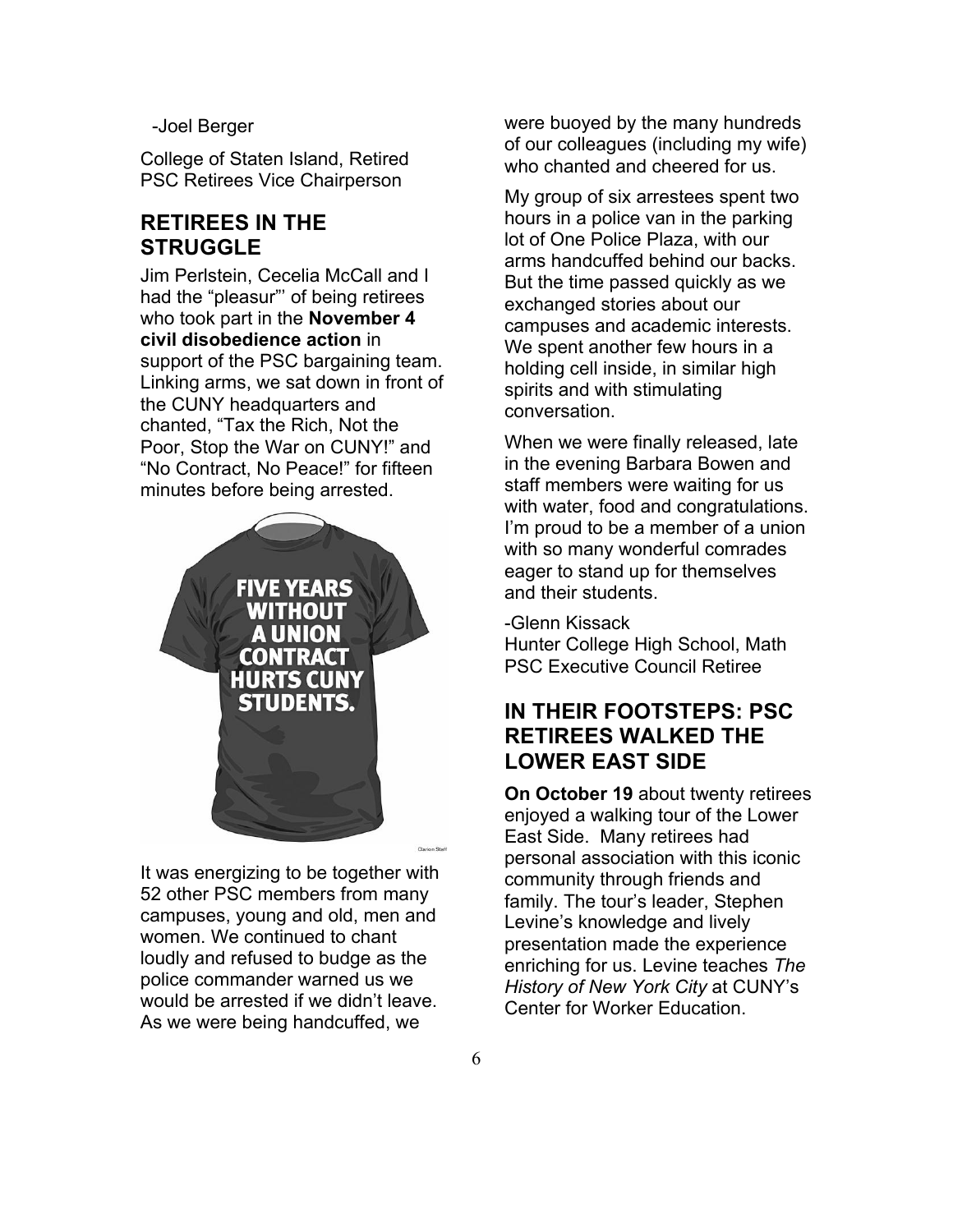-Joel Berger

College of Staten Island, Retired
PSC Retirees Vice Chairperson

## RETIREES IN THE STRUGGLE

Jim Perlstein, Cecelia McCall and I had the "pleasur"' of being retirees who took part in the **November 4 civil disobedience action** in support of the PSC bargaining team. Linking arms, we sat down in front of the CUNY headquarters and chanted, "Tax the Rich, Not the Poor, Stop the War on CUNY!" and "No Contract, No Peace!" for fifteen minutes before being arrested.

FIVE YEARS WITHOUT A UNION CONTRACT HURTS CUNY STUDENTS.

Clarion Staff

It was energizing to be together with 52 other PSC members from many campuses, young and old, men and women. We continued to chant loudly and refused to budge as the police commander warned us we would be arrested if we didn't leave. As we were being handcuffed, we were buoyed by the many hundreds of our colleagues (including my wife) who chanted and cheered for us.

My group of six arrestees spent two hours in a police van in the parking lot of One Police Plaza, with our arms handcuffed behind our backs. But the time passed quickly as we exchanged stories about our campuses and academic interests. We spent another few hours in a holding cell inside, in similar high spirits and with stimulating conversation.

When we were finally released, late in the evening Barbara Bowen and staff members were waiting for us with water, food and congratulations. I'm proud to be a member of a union with so many wonderful comrades eager to stand up for themselves and their students.

-Glenn Kissack
Hunter College High School, Math
PSC Executive Council Retiree

## IN THEIR FOOTSTEPS: PSC RETIREES WALKED THE LOWER EAST SIDE

**On October 19** about twenty retirees enjoyed a walking tour of the Lower East Side. Many retirees had personal association with this iconic community through friends and family. The tour's leader, Stephen Levine's knowledge and lively presentation made the experience enriching for us. Levine teaches *The History of New York City* at CUNY's Center for Worker Education.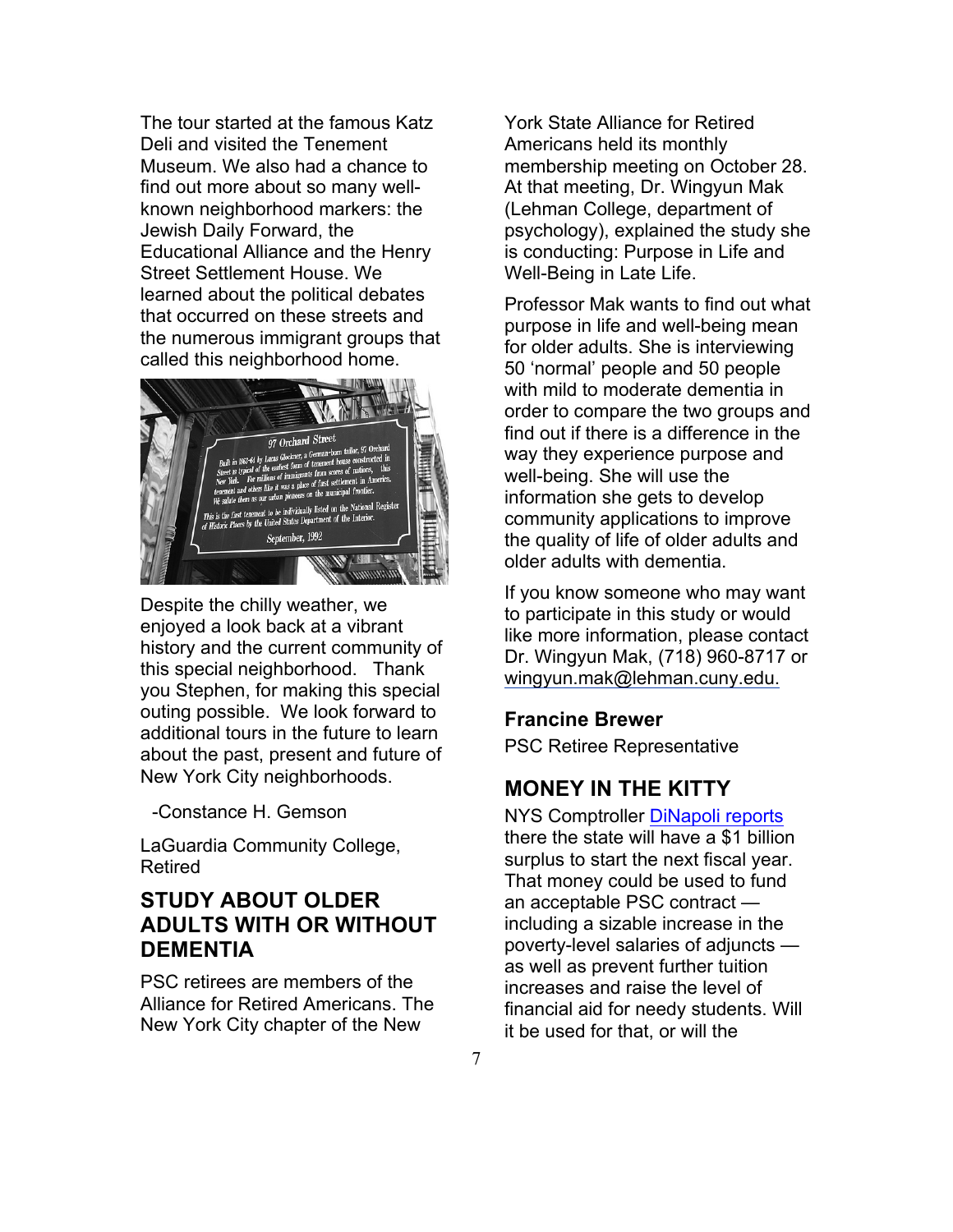The tour started at the famous Katz Deli and visited the Tenement Museum. We also had a chance to find out more about so many well-known neighborhood markers: the Jewish Daily Forward, the Educational Alliance and the Henry Street Settlement House. We learned about the political debates that occurred on these streets and the numerous immigrant groups that called this neighborhood home.

Despite the chilly weather, we enjoyed a look back at a vibrant history and the current community of this special neighborhood. Thank you Stephen, for making this special outing possible. We look forward to additional tours in the future to learn about the past, present and future of New York City neighborhoods.

-Constance H. Gemson

LaGuardia Community College, Retired

## STUDY ABOUT OLDER ADULTS WITH OR WITHOUT DEMENTIA

PSC retirees are members of the Alliance for Retired Americans. The New York City chapter of the New York State Alliance for Retired Americans held its monthly membership meeting on October 28. At that meeting, Dr. Wingyun Mak (Lehman College, department of psychology), explained the study she is conducting: Purpose in Life and Well-Being in Late Life.

Professor Mak wants to find out what purpose in life and well-being mean for older adults. She is interviewing 50 'normal' people and 50 people with mild to moderate dementia in order to compare the two groups and find out if there is a difference in the way they experience purpose and well-being. She will use the information she gets to develop community applications to improve the quality of life of older adults and older adults with dementia.

If you know someone who may want to participate in this study or would like more information, please contact Dr. Wingyun Mak, (718) 960-8717 or wingyun.mak@lehman.cuny.edu.

**Francine Brewer**

PSC Retiree Representative

## MONEY IN THE KITTY

NYS Comptroller DiNapoli reports there the state will have a $1 billion surplus to start the next fiscal year. That money could be used to fund an acceptable PSC contract — including a sizable increase in the poverty-level salaries of adjuncts — as well as prevent further tuition increases and raise the level of financial aid for needy students. Will it be used for that, or will the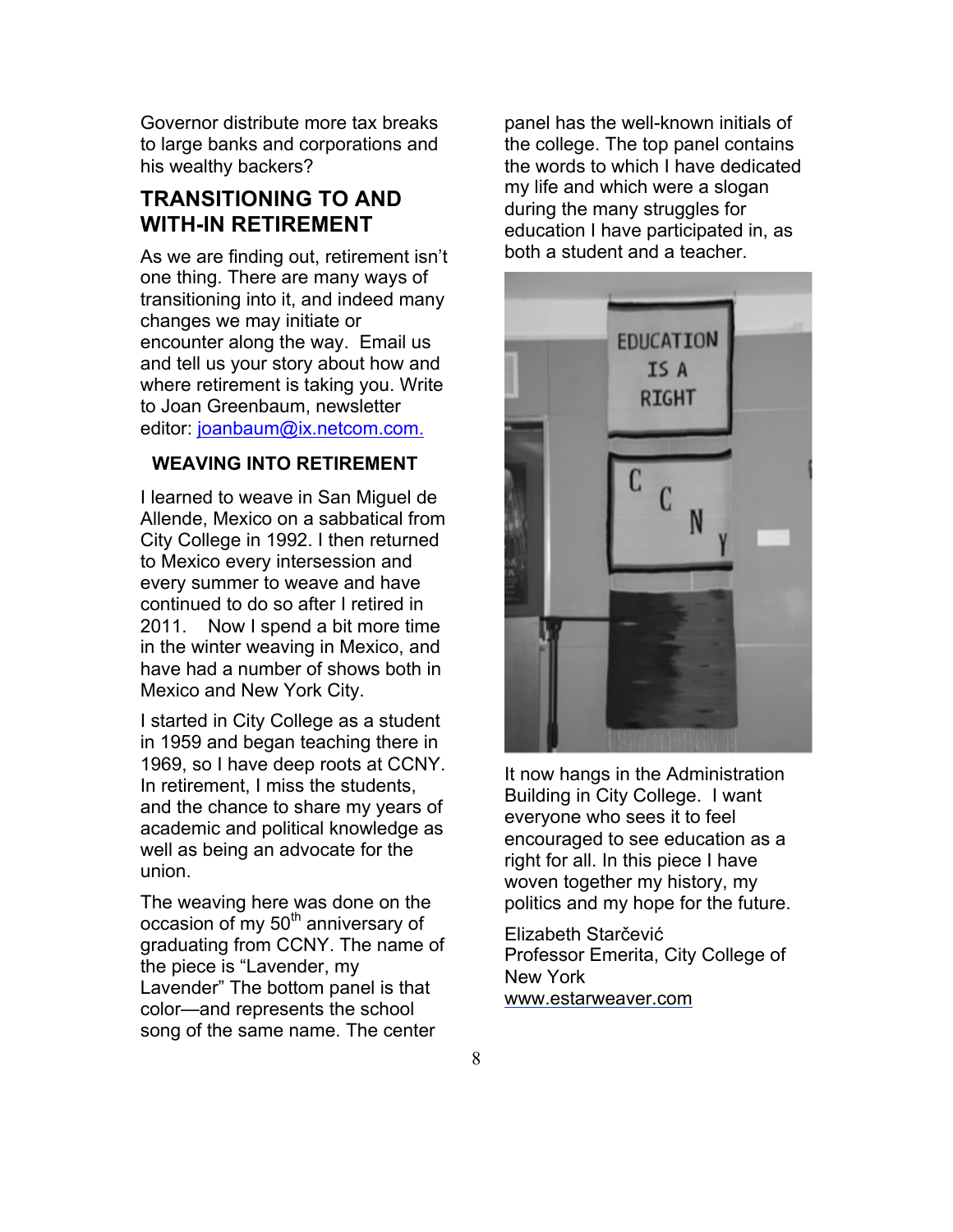Governor distribute more tax breaks to large banks and corporations and his wealthy backers?

## TRANSITIONING TO AND WITH-IN RETIREMENT

As we are finding out, retirement isn't one thing. There are many ways of transitioning into it, and indeed many changes we may initiate or encounter along the way. Email us and tell us your story about how and where retirement is taking you. Write to Joan Greenbaum, newsletter editor: joanbaum@ix.netcom.com.

### WEAVING INTO RETIREMENT

I learned to weave in San Miguel de Allende, Mexico on a sabbatical from City College in 1992. I then returned to Mexico every intersession and every summer to weave and have continued to do so after I retired in 2011. Now I spend a bit more time in the winter weaving in Mexico, and have had a number of shows both in Mexico and New York City.

I started in City College as a student in 1959 and began teaching there in 1969, so I have deep roots at CCNY. In retirement, I miss the students, and the chance to share my years of academic and political knowledge as well as being an advocate for the union.

The weaving here was done on the occasion of my 50th anniversary of graduating from CCNY. The name of the piece is "Lavender, my Lavender" The bottom panel is that color—and represents the school song of the same name. The center panel has the well-known initials of the college. The top panel contains the words to which I have dedicated my life and which were a slogan during the many struggles for education I have participated in, as both a student and a teacher.

It now hangs in the Administration Building in City College. I want everyone who sees it to feel encouraged to see education as a right for all. In this piece I have woven together my history, my politics and my hope for the future.

Elizabeth Starčević
Professor Emerita, City College of New York
www.estarweaver.com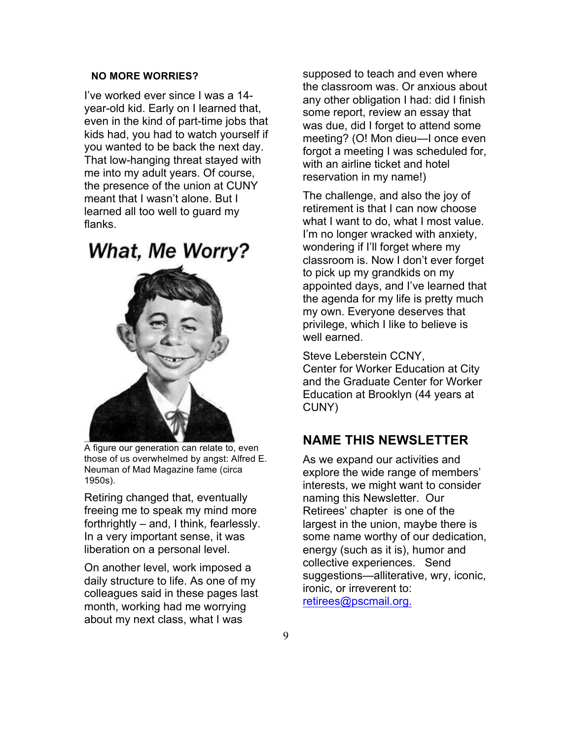## NO MORE WORRIES?

I've worked ever since I was a 14-year-old kid. Early on I learned that, even in the kind of part-time jobs that kids had, you had to watch yourself if you wanted to be back the next day. That low-hanging threat stayed with me into my adult years. Of course, the presence of the union at CUNY meant that I wasn't alone. But I learned all too well to guard my flanks.

What, Me Worry?

A figure our generation can relate to, even those of us overwhelmed by angst: Alfred E. Neuman of Mad Magazine fame (circa 1950s).

Retiring changed that, eventually freeing me to speak my mind more forthrightly – and, I think, fearlessly. In a very important sense, it was liberation on a personal level.

On another level, work imposed a daily structure to life. As one of my colleagues said in these pages last month, working had me worrying about my next class, what I was supposed to teach and even where the classroom was. Or anxious about any other obligation I had: did I finish some report, review an essay that was due, did I forget to attend some meeting? (O! Mon dieu—I once even forgot a meeting I was scheduled for, with an airline ticket and hotel reservation in my name!)

The challenge, and also the joy of retirement is that I can now choose what I want to do, what I most value. I'm no longer wracked with anxiety, wondering if I'll forget where my classroom is. Now I don't ever forget to pick up my grandkids on my appointed days, and I've learned that the agenda for my life is pretty much my own. Everyone deserves that privilege, which I like to believe is well earned.

Steve Leberstein CCNY,
Center for Worker Education at City and the Graduate Center for Worker Education at Brooklyn (44 years at CUNY)

## NAME THIS NEWSLETTER

As we expand our activities and explore the wide range of members' interests, we might want to consider naming this Newsletter. Our Retirees' chapter is one of the largest in the union, maybe there is some name worthy of our dedication, energy (such as it is), humor and collective experiences. Send suggestions—alliterative, wry, iconic, ironic, or irreverent to: retirees@pscmail.org.